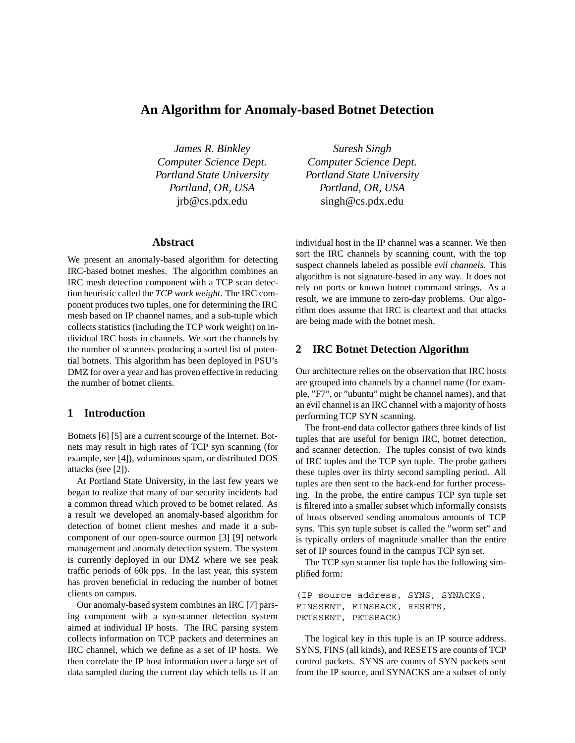# An Algorithm for Anomaly-based Botnet Detection

*James R. Binkley*
*Computer Science Dept.*
*Portland State University*
*Portland, OR, USA*
jrb@cs.pdx.edu

*Suresh Singh*
*Computer Science Dept.*
*Portland State University*
*Portland, OR, USA*
singh@cs.pdx.edu

## Abstract

We present an anomaly-based algorithm for detecting IRC-based botnet meshes. The algorithm combines an IRC mesh detection component with a TCP scan detection heuristic called the *TCP work weight*. The IRC component produces two tuples, one for determining the IRC mesh based on IP channel names, and a sub-tuple which collects statistics (including the TCP work weight) on individual IRC hosts in channels. We sort the channels by the number of scanners producing a sorted list of potential botnets. This algorithm has been deployed in PSU's DMZ for over a year and has proven effective in reducing the number of botnet clients.

## 1 Introduction

Botnets [6] [5] are a current scourge of the Internet. Botnets may result in high rates of TCP syn scanning (for example, see [4]), voluminous spam, or distributed DOS attacks (see [2]).

At Portland State University, in the last few years we began to realize that many of our security incidents had a common thread which proved to be botnet related. As a result we developed an anomaly-based algorithm for detection of botnet client meshes and made it a subcomponent of our open-source ourmon [3] [9] network management and anomaly detection system. The system is currently deployed in our DMZ where we see peak traffic periods of 60k pps. In the last year, this system has proven beneficial in reducing the number of botnet clients on campus.

Our anomaly-based system combines an IRC [7] parsing component with a syn-scanner detection system aimed at individual IP hosts. The IRC parsing system collects information on TCP packets and determines an IRC channel, which we define as a set of IP hosts. We then correlate the IP host information over a large set of data sampled during the current day which tells us if an individual host in the IP channel was a scanner. We then sort the IRC channels by scanning count, with the top suspect channels labeled as possible *evil channels*. This algorithm is not signature-based in any way. It does not rely on ports or known botnet command strings. As a result, we are immune to zero-day problems. Our algorithm does assume that IRC is cleartext and that attacks are being made with the botnet mesh.

## 2 IRC Botnet Detection Algorithm

Our architecture relies on the observation that IRC hosts are grouped into channels by a channel name (for example, "F7", or "ubuntu" might be channel names), and that an evil channel is an IRC channel with a majority of hosts performing TCP SYN scanning.

The front-end data collector gathers three kinds of list tuples that are useful for benign IRC, botnet detection, and scanner detection. The tuples consist of two kinds of IRC tuples and the TCP syn tuple. The probe gathers these tuples over its thirty second sampling period. All tuples are then sent to the back-end for further processing. In the probe, the entire campus TCP syn tuple set is filtered into a smaller subset which informally consists of hosts observed sending anomalous amounts of TCP syns. This syn tuple subset is called the "worm set" and is typically orders of magnitude smaller than the entire set of IP sources found in the campus TCP syn set.

The TCP syn scanner list tuple has the following simplified form:

```
(IP source address, SYNS, SYNACKS,
FINSSENT, FINSBACK, RESETS,
PKTSSENT, PKTSBACK)
```

The logical key in this tuple is an IP source address. SYNS, FINS (all kinds), and RESETS are counts of TCP control packets. SYNS are counts of SYN packets sent from the IP source, and SYNACKS are a subset of only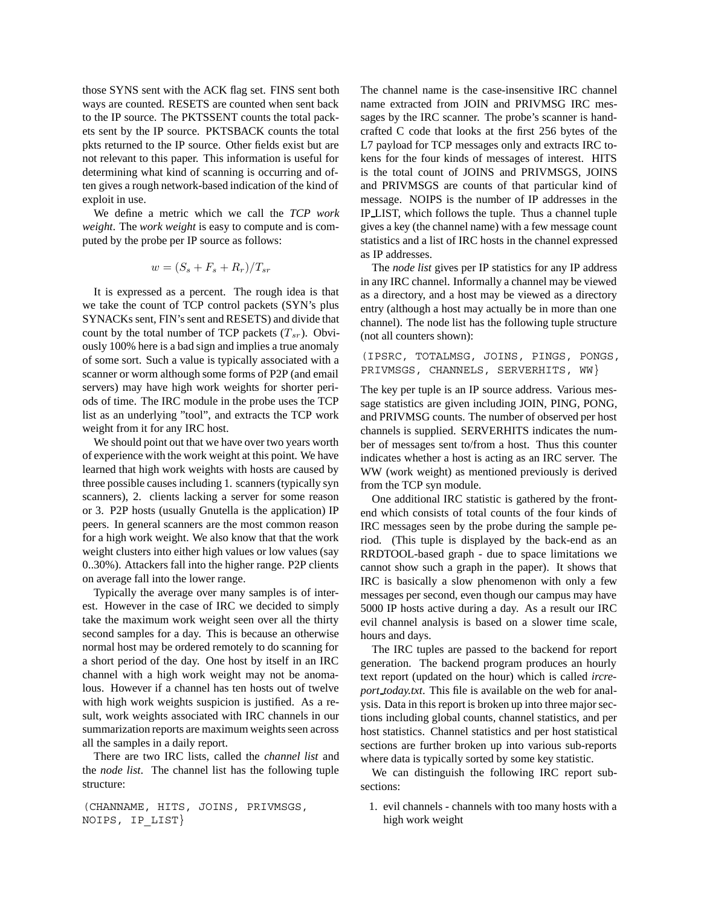those SYNS sent with the ACK flag set. FINS sent both ways are counted. RESETS are counted when sent back to the IP source. The PKTSSENT counts the total packets sent by the IP source. PKTSBACK counts the total pkts returned to the IP source. Other fields exist but are not relevant to this paper. This information is useful for determining what kind of scanning is occurring and often gives a rough network-based indication of the kind of exploit in use.

We define a metric which we call the *TCP work weight*. The *work weight* is easy to compute and is computed by the probe per IP source as follows:

$$w = (S_s + F_s + R_r)/T_{sr}$$

It is expressed as a percent. The rough idea is that we take the count of TCP control packets (SYN's plus SYNACKs sent, FIN's sent and RESETS) and divide that count by the total number of TCP packets ($T_{sr}$). Obviously 100% here is a bad sign and implies a true anomaly of some sort. Such a value is typically associated with a scanner or worm although some forms of P2P (and email servers) may have high work weights for shorter periods of time. The IRC module in the probe uses the TCP list as an underlying "tool", and extracts the TCP work weight from it for any IRC host.

We should point out that we have over two years worth of experience with the work weight at this point. We have learned that high work weights with hosts are caused by three possible causes including 1. scanners (typically syn scanners), 2. clients lacking a server for some reason or 3. P2P hosts (usually Gnutella is the application) IP peers. In general scanners are the most common reason for a high work weight. We also know that that the work weight clusters into either high values or low values (say 0..30%). Attackers fall into the higher range. P2P clients on average fall into the lower range.

Typically the average over many samples is of interest. However in the case of IRC we decided to simply take the maximum work weight seen over all the thirty second samples for a day. This is because an otherwise normal host may be ordered remotely to do scanning for a short period of the day. One host by itself in an IRC channel with a high work weight may not be anomalous. However if a channel has ten hosts out of twelve with high work weights suspicion is justified. As a result, work weights associated with IRC channels in our summarization reports are maximum weights seen across all the samples in a daily report.

There are two IRC lists, called the *channel list* and the *node list*. The channel list has the following tuple structure:

```
(CHANNAME, HITS, JOINS, PRIVMSGS,
NOIPS, IP_LIST}
```

The channel name is the case-insensitive IRC channel name extracted from JOIN and PRIVMSG IRC messages by the IRC scanner. The probe's scanner is hand-crafted C code that looks at the first 256 bytes of the L7 payload for TCP messages only and extracts IRC tokens for the four kinds of messages of interest. HITS is the total count of JOINS and PRIVMSGS, JOINS and PRIVMSGS are counts of that particular kind of message. NOIPS is the number of IP addresses in the IP_LIST, which follows the tuple. Thus a channel tuple gives a key (the channel name) with a few message count statistics and a list of IRC hosts in the channel expressed as IP addresses.

The *node list* gives per IP statistics for any IP address in any IRC channel. Informally a channel may be viewed as a directory, and a host may be viewed as a directory entry (although a host may actually be in more than one channel). The node list has the following tuple structure (not all counters shown):

```
(IPSRC, TOTALMSG, JOINS, PINGS, PONGS,
PRIVMSGS, CHANNELS, SERVERHITS, WW}
```

The key per tuple is an IP source address. Various message statistics are given including JOIN, PING, PONG, and PRIVMSG counts. The number of observed per host channels is supplied. SERVERHITS indicates the number of messages sent to/from a host. Thus this counter indicates whether a host is acting as an IRC server. The WW (work weight) as mentioned previously is derived from the TCP syn module.

One additional IRC statistic is gathered by the front-end which consists of total counts of the four kinds of IRC messages seen by the probe during the sample period. (This tuple is displayed by the back-end as an RRDTOOL-based graph - due to space limitations we cannot show such a graph in the paper). It shows that IRC is basically a slow phenomenon with only a few messages per second, even though our campus may have 5000 IP hosts active during a day. As a result our IRC evil channel analysis is based on a slower time scale, hours and days.

The IRC tuples are passed to the backend for report generation. The backend program produces an hourly text report (updated on the hour) which is called *ircreport_today.txt*. This file is available on the web for analysis. Data in this report is broken up into three major sections including global counts, channel statistics, and per host statistics. Channel statistics and per host statistical sections are further broken up into various sub-reports where data is typically sorted by some key statistic.

We can distinguish the following IRC report sub-sections:

1. evil channels - channels with too many hosts with a high work weight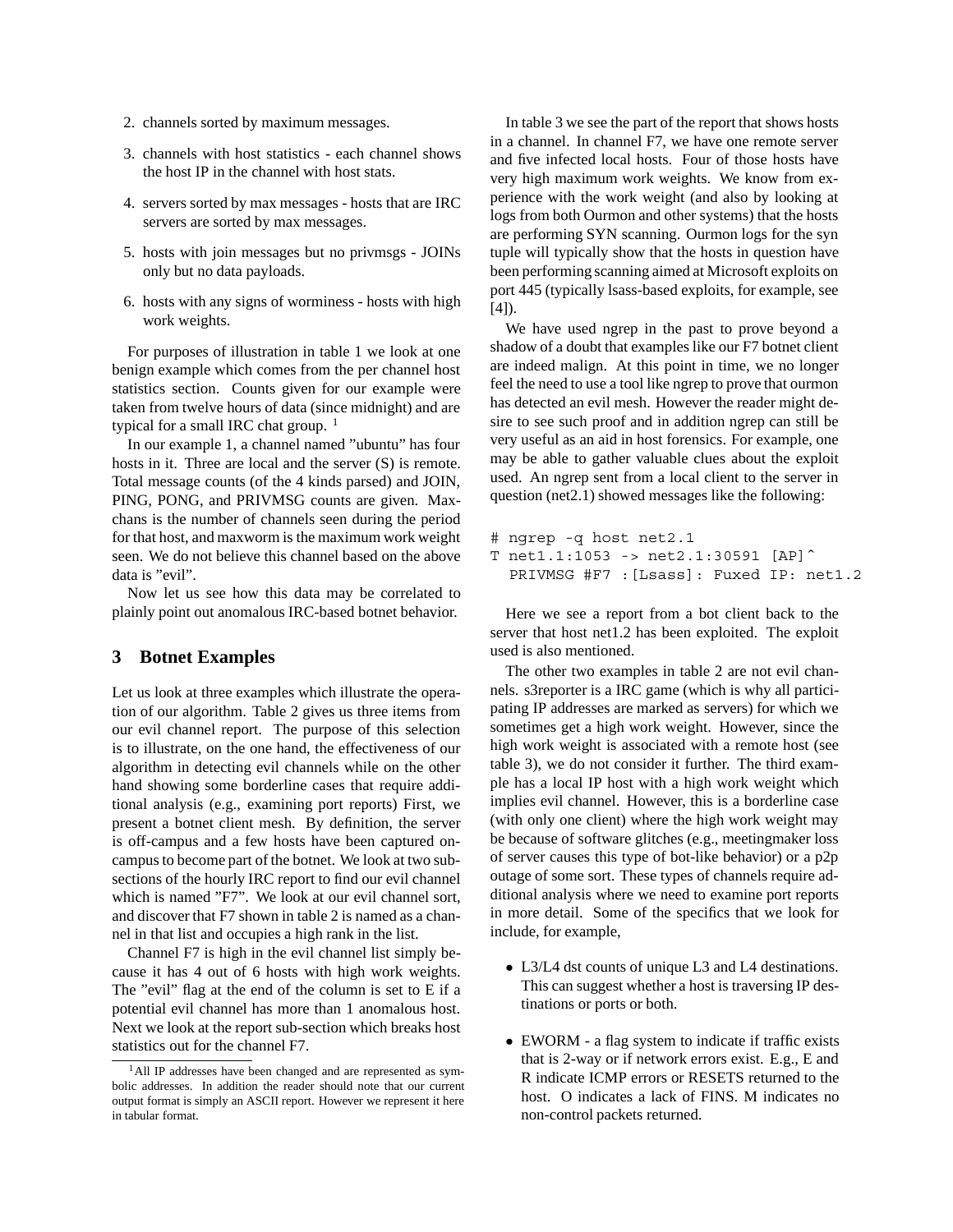2. channels sorted by maximum messages.
3. channels with host statistics - each channel shows the host IP in the channel with host stats.
4. servers sorted by max messages - hosts that are IRC servers are sorted by max messages.
5. hosts with join messages but no privmsgs - JOINs only but no data payloads.
6. hosts with any signs of worminess - hosts with high work weights.

For purposes of illustration in table 1 we look at one benign example which comes from the per channel host statistics section. Counts given for our example were taken from twelve hours of data (since midnight) and are typical for a small IRC chat group. [1]

In our example 1, a channel named "ubuntu" has four hosts in it. Three are local and the server (S) is remote. Total message counts (of the 4 kinds parsed) and JOIN, PING, PONG, and PRIVMSG counts are given. Maxchans is the number of channels seen during the period for that host, and maxworm is the maximum work weight seen. We do not believe this channel based on the above data is "evil".

Now let us see how this data may be correlated to plainly point out anomalous IRC-based botnet behavior.

## 3 Botnet Examples

Let us look at three examples which illustrate the operation of our algorithm. Table 2 gives us three items from our evil channel report. The purpose of this selection is to illustrate, on the one hand, the effectiveness of our algorithm in detecting evil channels while on the other hand showing some borderline cases that require additional analysis (e.g., examining port reports) First, we present a botnet client mesh. By definition, the server is off-campus and a few hosts have been captured on-campus to become part of the botnet. We look at two subsections of the hourly IRC report to find our evil channel which is named "F7". We look at our evil channel sort, and discover that F7 shown in table 2 is named as a channel in that list and occupies a high rank in the list.

Channel F7 is high in the evil channel list simply because it has 4 out of 6 hosts with high work weights. The "evil" flag at the end of the column is set to E if a potential evil channel has more than 1 anomalous host. Next we look at the report sub-section which breaks host statistics out for the channel F7.

[1] All IP addresses have been changed and are represented as symbolic addresses. In addition the reader should note that our current output format is simply an ASCII report. However we represent it here in tabular format.

In table 3 we see the part of the report that shows hosts in a channel. In channel F7, we have one remote server and five infected local hosts. Four of those hosts have very high maximum work weights. We know from experience with the work weight (and also by looking at logs from both Ourmon and other systems) that the hosts are performing SYN scanning. Ourmon logs for the syn tuple will typically show that the hosts in question have been performing scanning aimed at Microsoft exploits on port 445 (typically lsass-based exploits, for example, see [4]).

We have used ngrep in the past to prove beyond a shadow of a doubt that examples like our F7 botnet client are indeed malign. At this point in time, we no longer feel the need to use a tool like ngrep to prove that ourmon has detected an evil mesh. However the reader might desire to see such proof and in addition ngrep can still be very useful as an aid in host forensics. For example, one may be able to gather valuable clues about the exploit used. An ngrep sent from a local client to the server in question (net2.1) showed messages like the following:

```
# ngrep -q host net2.1
T net1.1:1053 -> net2.1:30591 [AP]^
  PRIVMSG #F7 :[Lsass]: Fuxed IP: net1.2
```

Here we see a report from a bot client back to the server that host net1.2 has been exploited. The exploit used is also mentioned.

The other two examples in table 2 are not evil channels. s3reporter is a IRC game (which is why all participating IP addresses are marked as servers) for which we sometimes get a high work weight. However, since the high work weight is associated with a remote host (see table 3), we do not consider it further. The third example has a local IP host with a high work weight which implies evil channel. However, this is a borderline case (with only one client) where the high work weight may be because of software glitches (e.g., meetingmaker loss of server causes this type of bot-like behavior) or a p2p outage of some sort. These types of channels require additional analysis where we need to examine port reports in more detail. Some of the specifics that we look for include, for example,

- L3/L4 dst counts of unique L3 and L4 destinations. This can suggest whether a host is traversing IP destinations or ports or both.
- EWORM - a flag system to indicate if traffic exists that is 2-way or if network errors exist. E.g., E and R indicate ICMP errors or RESETS returned to the host. O indicates a lack of FINS. M indicates no non-control packets returned.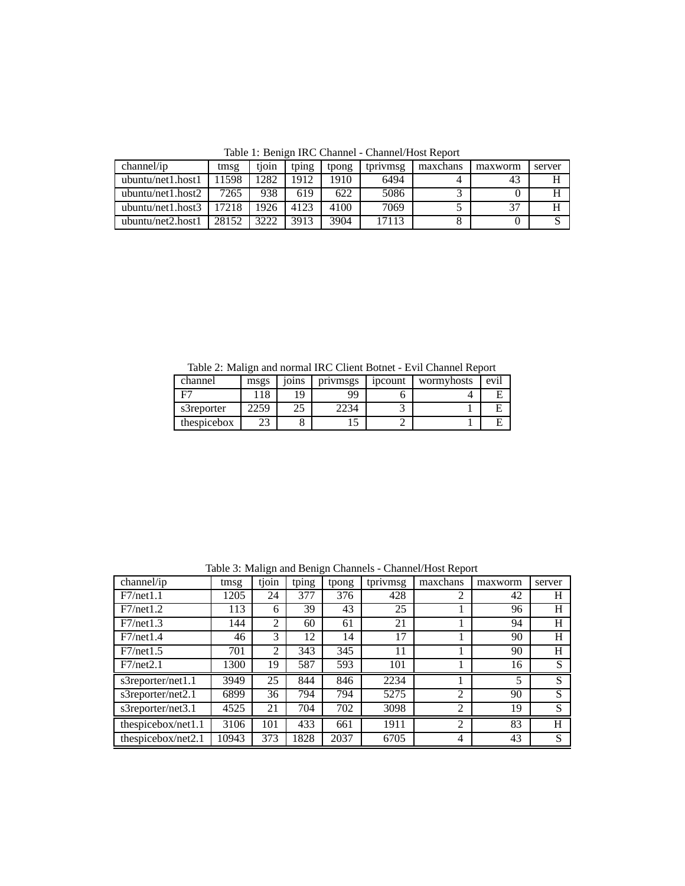Table 1: Benign IRC Channel - Channel/Host Report

| channel/ip | tmsg | tjoin | tping | tpong | tprivmsg | maxchans | maxworm | server |
|---|---|---|---|---|---|---|---|---|
| ubuntu/net1.host1 | 11598 | 1282 | 1912 | 1910 | 6494 | 4 | 43 | H |
| ubuntu/net1.host2 | 7265 | 938 | 619 | 622 | 5086 | 3 | 0 | H |
| ubuntu/net1.host3 | 17218 | 1926 | 4123 | 4100 | 7069 | 5 | 37 | H |
| ubuntu/net2.host1 | 28152 | 3222 | 3913 | 3904 | 17113 | 8 | 0 | S |

Table 2: Malign and normal IRC Client Botnet - Evil Channel Report

| channel | msgs | joins | privmsgs | ipcount | wormyhosts | evil |
|---|---|---|---|---|---|---|
| F7 | 118 | 19 | 99 | 6 | 4 | E |
| s3reporter | 2259 | 25 | 2234 | 3 | 1 | E |
| thespicebox | 23 | 8 | 15 | 2 | 1 | E |

Table 3: Malign and Benign Channels - Channel/Host Report

| channel/ip | tmsg | tjoin | tping | tpong | tprivmsg | maxchans | maxworm | server |
|---|---|---|---|---|---|---|---|---|
| F7/net1.1 | 1205 | 24 | 377 | 376 | 428 | 2 | 42 | H |
| F7/net1.2 | 113 | 6 | 39 | 43 | 25 | 1 | 96 | H |
| F7/net1.3 | 144 | 2 | 60 | 61 | 21 | 1 | 94 | H |
| F7/net1.4 | 46 | 3 | 12 | 14 | 17 | 1 | 90 | H |
| F7/net1.5 | 701 | 2 | 343 | 345 | 11 | 1 | 90 | H |
| F7/net2.1 | 1300 | 19 | 587 | 593 | 101 | 1 | 16 | S |
| s3reporter/net1.1 | 3949 | 25 | 844 | 846 | 2234 | 1 | 5 | S |
| s3reporter/net2.1 | 6899 | 36 | 794 | 794 | 5275 | 2 | 90 | S |
| s3reporter/net3.1 | 4525 | 21 | 704 | 702 | 3098 | 2 | 19 | S |
| thespicebox/net1.1 | 3106 | 101 | 433 | 661 | 1911 | 2 | 83 | H |
| thespicebox/net2.1 | 10943 | 373 | 1828 | 2037 | 6705 | 4 | 43 | S |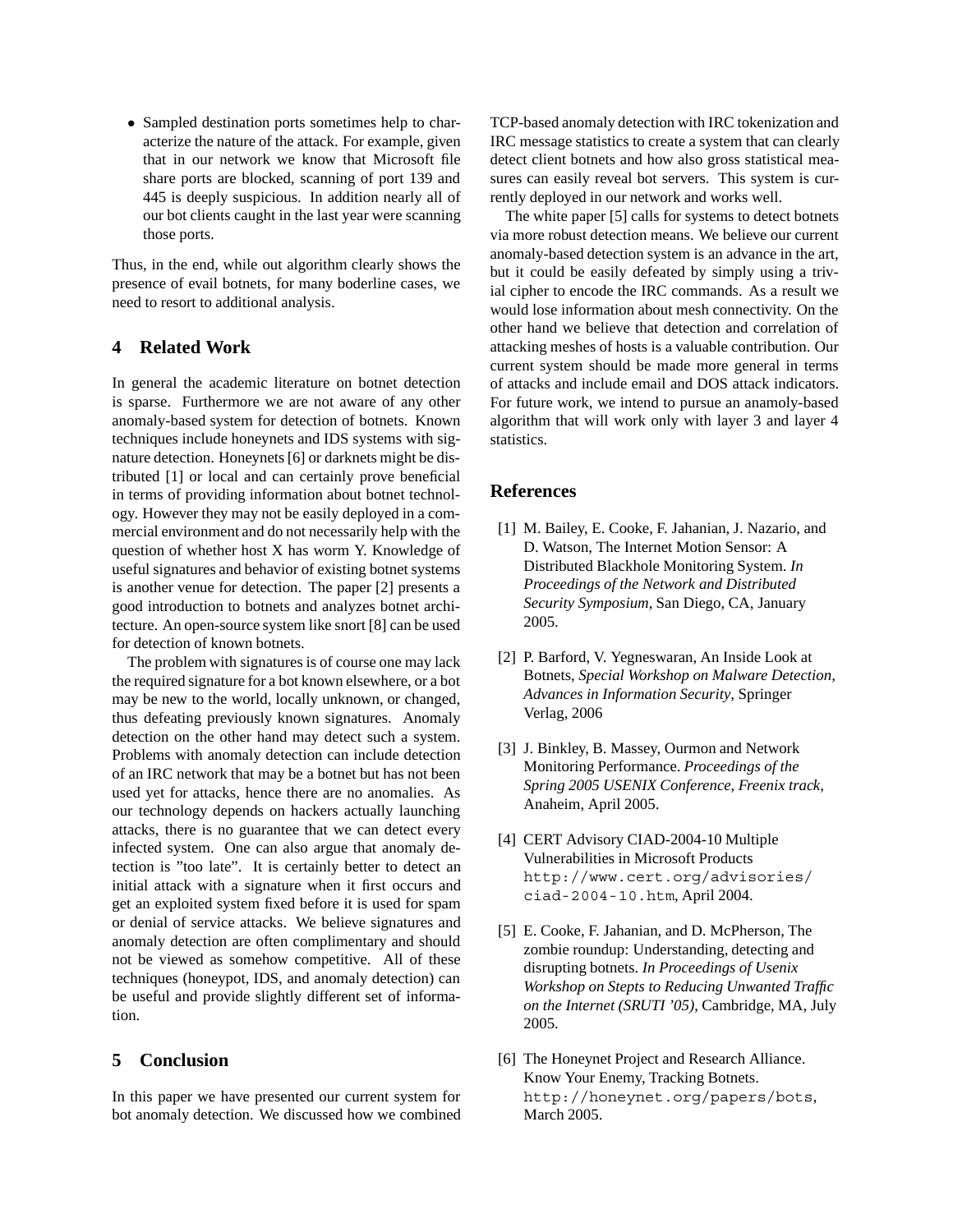- Sampled destination ports sometimes help to characterize the nature of the attack. For example, given that in our network we know that Microsoft file share ports are blocked, scanning of port 139 and 445 is deeply suspicious. In addition nearly all of our bot clients caught in the last year were scanning those ports.

Thus, in the end, while out algorithm clearly shows the presence of evail botnets, for many boderline cases, we need to resort to additional analysis.

## 4 Related Work

In general the academic literature on botnet detection is sparse. Furthermore we are not aware of any other anomaly-based system for detection of botnets. Known techniques include honeynets and IDS systems with signature detection. Honeynets [6] or darknets might be distributed [1] or local and can certainly prove beneficial in terms of providing information about botnet technology. However they may not be easily deployed in a commercial environment and do not necessarily help with the question of whether host X has worm Y. Knowledge of useful signatures and behavior of existing botnet systems is another venue for detection. The paper [2] presents a good introduction to botnets and analyzes botnet architecture. An open-source system like snort [8] can be used for detection of known botnets.

The problem with signatures is of course one may lack the required signature for a bot known elsewhere, or a bot may be new to the world, locally unknown, or changed, thus defeating previously known signatures. Anomaly detection on the other hand may detect such a system. Problems with anomaly detection can include detection of an IRC network that may be a botnet but has not been used yet for attacks, hence there are no anomalies. As our technology depends on hackers actually launching attacks, there is no guarantee that we can detect every infected system. One can also argue that anomaly detection is "too late". It is certainly better to detect an initial attack with a signature when it first occurs and get an exploited system fixed before it is used for spam or denial of service attacks. We believe signatures and anomaly detection are often complimentary and should not be viewed as somehow competitive. All of these techniques (honeypot, IDS, and anomaly detection) can be useful and provide slightly different set of information.

## 5 Conclusion

In this paper we have presented our current system for bot anomaly detection. We discussed how we combined TCP-based anomaly detection with IRC tokenization and IRC message statistics to create a system that can clearly detect client botnets and how also gross statistical measures can easily reveal bot servers. This system is currently deployed in our network and works well.

The white paper [5] calls for systems to detect botnets via more robust detection means. We believe our current anomaly-based detection system is an advance in the art, but it could be easily defeated by simply using a trivial cipher to encode the IRC commands. As a result we would lose information about mesh connectivity. On the other hand we believe that detection and correlation of attacking meshes of hosts is a valuable contribution. Our current system should be made more general in terms of attacks and include email and DOS attack indicators. For future work, we intend to pursue an anamoly-based algorithm that will work only with layer 3 and layer 4 statistics.

## References

[1] M. Bailey, E. Cooke, F. Jahanian, J. Nazario, and D. Watson, The Internet Motion Sensor: A Distributed Blackhole Monitoring System. *In Proceedings of the Network and Distributed Security Symposium*, San Diego, CA, January 2005.

[2] P. Barford, V. Yegneswaran, An Inside Look at Botnets, *Special Workshop on Malware Detection, Advances in Information Security*, Springer Verlag, 2006

[3] J. Binkley, B. Massey, Ourmon and Network Monitoring Performance. *Proceedings of the Spring 2005 USENIX Conference, Freenix track*, Anaheim, April 2005.

[4] CERT Advisory CIAD-2004-10 Multiple Vulnerabilities in Microsoft Products `http://www.cert.org/advisories/ciad-2004-10.htm`, April 2004.

[5] E. Cooke, F. Jahanian, and D. McPherson, The zombie roundup: Understanding, detecting and disrupting botnets. *In Proceedings of Usenix Workshop on Stepts to Reducing Unwanted Traffic on the Internet (SRUTI '05)*, Cambridge, MA, July 2005.

[6] The Honeynet Project and Research Alliance. Know Your Enemy, Tracking Botnets. `http://honeynet.org/papers/bots`, March 2005.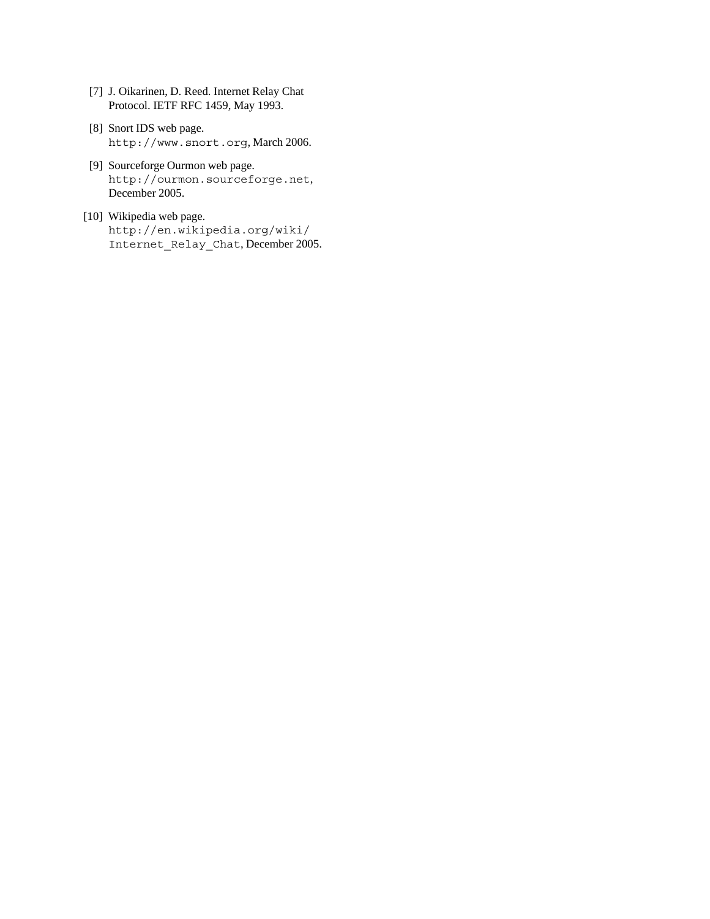[7] J. Oikarinen, D. Reed. Internet Relay Chat Protocol. IETF RFC 1459, May 1993.

[8] Snort IDS web page. `http://www.snort.org`, March 2006.

[9] Sourceforge Ourmon web page. `http://ourmon.sourceforge.net`, December 2005.

[10] Wikipedia web page. `http://en.wikipedia.org/wiki/Internet_Relay_Chat`, December 2005.